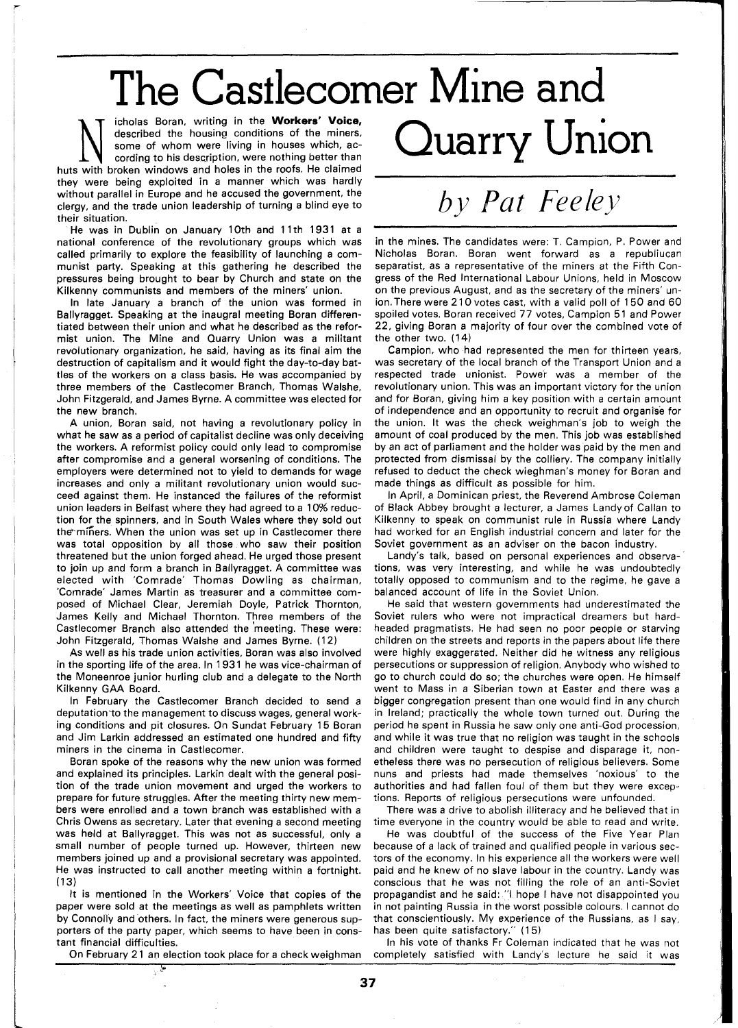# The Castlecomer Mine and Quarry Union

*by Pat Feeley*

Nicholas Boran, writing in the **Workers' Voice,** described the housing conditions of the miners, some of whom were living in houses which, according to his description, were nothing better than huts with broken windows and holes in the roofs. He claimed they were being exploited in a manner which was hardly without parallel in Europe and he accused the government, the clergy, and the trade union leadership of turning a blind eye to their situation.

He was in Dublin on January 10th and 11th 1931 at a national conference of the revolutionary groups which was called primarily to explore the feasibility of launching a communist party. Speaking at this gathering he described the pressures being brought to bear by Church and state on the Kilkenny communists and members of the miners' union.

In late January a branch of the union was formed in Ballyragget. Speaking at the inaugral meeting Boran differentiated between their union and what he described as the reformist union. The Mine and Quarry Union was a militant revolutionary organization, he said, having as its final aim the destruction of capitalism and it would fight the day-to-day battles of the workers on a class basis. He was accompanied by three members of the Castlecomer Branch, Thomas Walshe, John Fitzgerald, and James Byrne. A committee was elected for the new branch.

A union, Boran said, not having a revolutionary policy in what he saw as a period of capitalist decline was only deceiving the workers. A reformist policy could only lead to compromise after compromise and a general worsening of conditions. The employers were determined not to yield to demands for wage increases and only a militant revolutionary union would succeed against them. He instanced the failures of the reformist union leaders in Belfast where they had agreed to a 10% reduction for the spinners, and in South Wales where they sold out the miners. When the union was set up in Castlecomer there was total opposition by all those who saw their position threatened but the union forged ahead. He urged those present to join up and form a branch in Ballyragget. A committee was elected with 'Comrade' Thomas Dowling as chairman, 'Comrade' James Martin as treasurer and a committee composed of Michael Clear, Jeremiah Doyle, Patrick Thornton, James Kelly and Michael Thornton. Three members of the Castlecomer Branch also attended the meeting. These were: John Fitzgerald, Thomas Walshe and James Byrne. (12)

As well as his trade union activities, Boran was also involved in the sporting life of the area. In 1931 he was vice-chairman of the Moneenroe junior hurling club and a delegate to the North Kilkenny GAA Board.

In February the Castlecomer Branch decided to send a deputation to the management to discuss wages, general working conditions and pit closures. On Sundat February 15 Boran and Jim Larkin addressed an estimated one hundred and fifty miners in the cinema in Castlecomer.

Boran spoke of the reasons why the new union was formed and explained its principles. Larkin dealt with the general position of the trade union movement and urged the workers to prepare for future struggles. After the meeting thirty new members were enrolled and a town branch was established with a Chris Owens as secretary. Later that evening a second meeting was held at Ballyragget. This was not as successful, only a small number of people turned up. However, thirteen new members joined up and a provisional secretary was appointed. He was instructed to call another meeting within a fortnight. (13)

It is mentioned in the Workers' Voice that copies of the paper were sold at the meetings as well as pamphlets written by Connolly and others. In fact, the miners were generous supporters of the party paper, which seems to have been in constant financial difficulties.

On February 21 an election took place for a check weighman in the mines. The candidates were: T. Campion, P. Power and Nicholas Boran. Boran went forward as a republiucan separatist, as a representative of the miners at the Fifth Congress of the Red International Labour Unions, held in Moscow on the previous August, and as the secretary of the miners' union. There were 210 votes cast, with a valid poll of 150 and 60 spoiled votes. Boran received 77 votes, Campion 51 and Power 22, giving Boran a majority of four over the combined vote of the other two. (14)

Campion, who had represented the men for thirteen years, was secretary of the local branch of the Transport Union and a respected trade unionist. Power was a member of the revolutionary union. This was an important victory for the union and for Boran, giving him a key position with a certain amount of independence and an opportunity to recruit and organise for the union. It was the check weighman's job to weigh the amount of coal produced by the men. This job was established by an act of parliament and the holder was paid by the men and protected from dismissal by the colliery. The company initially refused to deduct the check wieghman's money for Boran and made things as difficult as possible for him.

In April, a Dominican priest, the Reverend Ambrose Coleman of Black Abbey brought a lecturer, a James Landy of Callan to Kilkenny to speak on communist rule in Russia where Landy had worked for an English industrial concern and later for the Soviet government as an adviser on the bacon industry.

Landy's talk, based on personal experiences and observations, was very interesting, and while he was undoubtedly totally opposed to communism and to the regime, he gave a balanced account of life in the Soviet Union.

He said that western governments had underestimated the Soviet rulers who were not impractical dreamers but hard-headed pragmatists. He had seen no poor people or starving children on the streets and reports in the papers about life there were highly exaggerated. Neither did he witness any religious persecutions or suppression of religion. Anybody who wished to go to church could do so; the churches were open. He himself went to Mass in a Siberian town at Easter and there was a bigger congregation present than one would find in any church in Ireland; practically the whole town turned out. During the period he spent in Russia he saw only one anti-God procession, and while it was true that no religion was taught in the schools and children were taught to despise and disparage it, nonetheless there was no persecution of religious believers. Some nuns and priests had made themselves 'noxious' to the authorities and had fallen foul of them but they were exceptions. Reports of religious persecutions were unfounded.

There was a drive to abolish illiteracy and he believed that in time everyone in the country would be able to read and write.

He was doubtful of the success of the Five Year Plan because of a lack of trained and qualified people in various sectors of the economy. In his experience all the workers were well paid and he knew of no slave labour in the country. Landy was conscious that he was not filling the role of an anti-Soviet propagandist and he said: "I hope I have not disappointed you in not painting Russia in the worst possible colours. I cannot do that conscientiously. My experience of the Russians, as I say, has been quite satisfactory." (15)

In his vote of thanks Fr Coleman indicated that he was not completely satisfied with Landy's lecture he said it was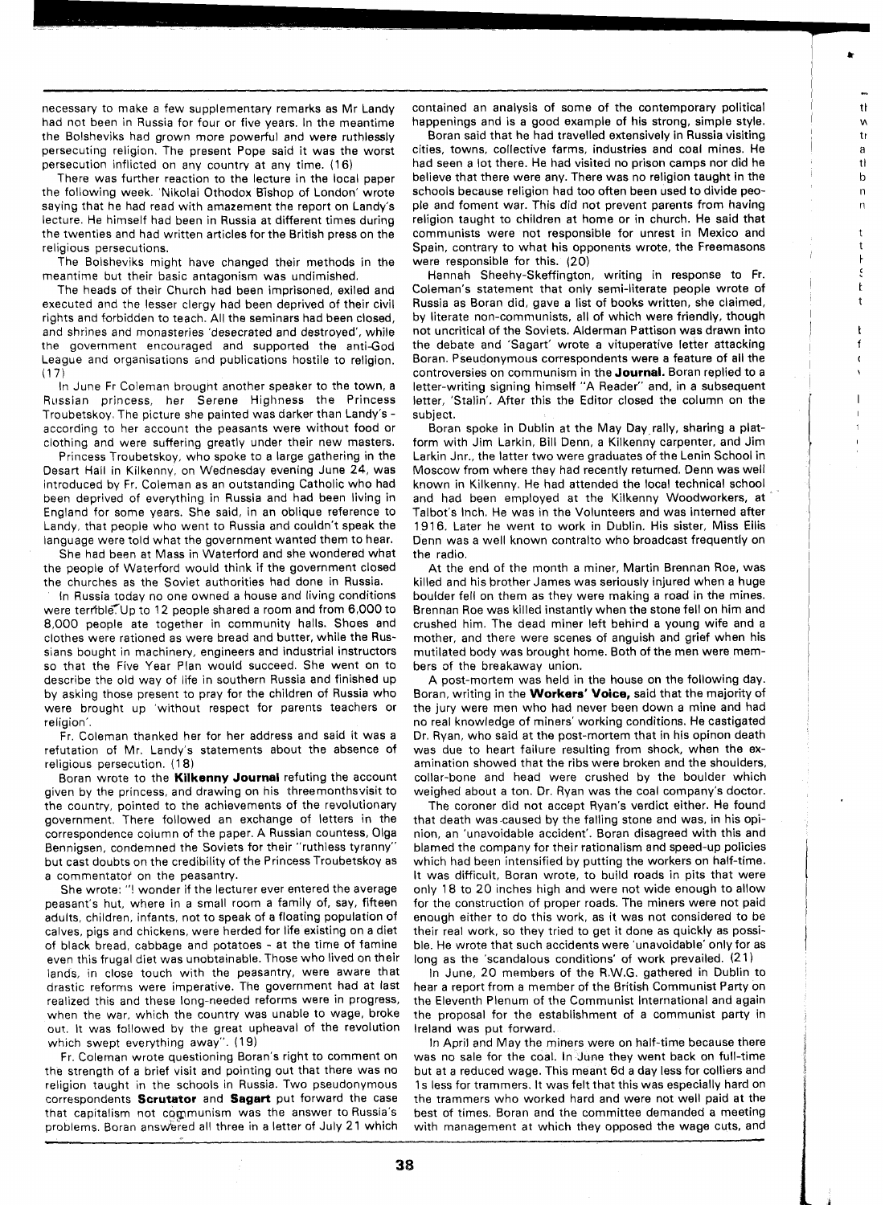necessary to make a few supplementary remarks as Mr Landy had not been in Russia for four or five years. In the meantime the Bolsheviks had grown more powerful and were ruthlessly persecuting religion. The present Pope said it was the worst persecution inflicted on any country at any time. (16)

There was further reaction to the lecture in the local paper the following week. 'Nikolai Othodox Bishop of London' wrote saying that he had read with amazement the report on Landy's lecture. He himself had been in Russia at different times during the twenties and had written articles for the British press on the religious persecutions.

The Bolsheviks might have changed their methods in the meantime but their basic antagonism was undimished.

The heads of their Church had been imprisoned, exiled and executed and the lesser clergy had been deprived of their civil rights and forbidden to teach. All the seminars had been closed, and shrines and monasteries 'desecrated and destroyed', while the government encouraged and supported the anti-God League and organisations and publications hostile to religion. (17)

In June Fr Coleman brought another speaker to the town, a Russian princess, her Serene Highness the Princess Troubetskoy. The picture she painted was darker than Landy's - according to her account the peasants were without food or clothing and were suffering greatly under their new masters.

Princess Troubetskoy, who spoke to a large gathering in the Desart Hall in Kilkenny, on Wednesday evening June 24, was introduced by Fr. Coleman as an outstanding Catholic who had been deprived of everything in Russia and had been living in England for some years. She said, in an oblique reference to Landy, that people who went to Russia and couldn't speak the language were told what the government wanted them to hear.

She had been at Mass in Waterford and she wondered what the people of Waterford would think if the government closed the churches as the Soviet authorities had done in Russia.

In Russia today no one owned a house and living conditions were terrible. Up to 12 people shared a room and from 6,000 to 8,000 people ate together in community halls. Shoes and clothes were rationed as were bread and butter, while the Russians bought in machinery, engineers and industrial instructors so that the Five Year Plan would succeed. She went on to describe the old way of life in southern Russia and finished up by asking those present to pray for the children of Russia who were brought up 'without respect for parents teachers or religion'.

Fr. Coleman thanked her for her address and said it was a refutation of Mr. Landy's statements about the absence of religious persecution. (18)

Boran wrote to the **Kilkenny Journal** refuting the account given by the princess, and drawing on his threemonthsvisit to the country, pointed to the achievements of the revolutionary government. There followed an exchange of letters in the correspondence column of the paper. A Russian countess, Olga Bennigsen, condemned the Soviets for their "ruthless tyranny" but cast doubts on the credibility of the Princess Troubetskoy as a commentator on the peasantry.

She wrote: "I wonder if the lecturer ever entered the average peasant's hut, where in a small room a family of, say, fifteen adults, children, infants, not to speak of a floating population of calves, pigs and chickens, were herded for life existing on a diet of black bread, cabbage and potatoes - at the time of famine even this frugal diet was unobtainable. Those who lived on their lands, in close touch with the peasantry, were aware that drastic reforms were imperative. The government had at last realized this and these long-needed reforms were in progress, when the war, which the country was unable to wage, broke out. It was followed by the great upheaval of the revolution which swept everything away". (19)

Fr. Coleman wrote questioning Boran's right to comment on the strength of a brief visit and pointing out that there was no religion taught in the schools in Russia. Two pseudonymous correspondents **Scrutator** and **Sagart** put forward the case that capitalism not communism was the answer to Russia's problems. Boran answered all three in a letter of July 21 which contained an analysis of some of the contemporary political happenings and is a good example of his strong, simple style.

Boran said that he had travelled extensively in Russia visiting cities, towns, collective farms, industries and coal mines. He had seen a lot there. He had visited no prison camps nor did he believe that there were any. There was no religion taught in the schools because religion had too often been used to divide people and foment war. This did not prevent parents from having religion taught to children at home or in church. He said that communists were not responsible for unrest in Mexico and Spain, contrary to what his opponents wrote, the Freemasons were responsible for this. (20)

Hannah Sheehy-Skeffington, writing in response to Fr. Coleman's statement that only semi-literate people wrote of Russia as Boran did, gave a list of books written, she claimed, by literate non-communists, all of which were friendly, though not uncritical of the Soviets. Alderman Pattison was drawn into the debate and 'Sagart' wrote a vituperative letter attacking Boran. Pseudonymous correspondents were a feature of all the controversies on communism in the **Journal.** Boran replied to a letter-writing signing himself "A Reader" and, in a subsequent letter, 'Stalin'. After this the Editor closed the column on the subject.

Boran spoke in Dublin at the May Day rally, sharing a platform with Jim Larkin, Bill Denn, a Kilkenny carpenter, and Jim Larkin Jnr., the latter two were graduates of the Lenin School in Moscow from where they had recently returned. Denn was well known in Kilkenny. He had attended the local technical school and had been employed at the Kilkenny Woodworkers, at Talbot's Inch. He was in the Volunteers and was interned after 1916. Later he went to work in Dublin. His sister, Miss Eilis Denn was a well known contralto who broadcast frequently on the radio.

At the end of the month a miner, Martin Brennan Roe, was killed and his brother James was seriously injured when a huge boulder fell on them as they were making a road in the mines. Brennan Roe was killed instantly when the stone fell on him and crushed him. The dead miner left behind a young wife and a mother, and there were scenes of anguish and grief when his mutilated body was brought home. Both of the men were members of the breakaway union.

A post-mortem was held in the house on the following day. Boran, writing in the **Workers' Voice,** said that the majority of the jury were men who had never been down a mine and had no real knowledge of miners' working conditions. He castigated Dr. Ryan, who said at the post-mortem that in his opinon death was due to heart failure resulting from shock, when the examination showed that the ribs were broken and the shoulders, collar-bone and head were crushed by the boulder which weighed about a ton. Dr. Ryan was the coal company's doctor.

The coroner did not accept Ryan's verdict either. He found that death was caused by the falling stone and was, in his opinion, an 'unavoidable accident'. Boran disagreed with this and blamed the company for their rationalism and speed-up policies which had been intensified by putting the workers on half-time. It was difficult, Boran wrote, to build roads in pits that were only 18 to 20 inches high and were not wide enough to allow for the construction of proper roads. The miners were not paid enough either to do this work, as it was not considered to be their real work, so they tried to get it done as quickly as possible. He wrote that such accidents were 'unavoidable' only for as long as the 'scandalous conditions' of work prevailed. (21)

In June, 20 members of the R.W.G. gathered in Dublin to hear a report from a member of the British Communist Party on the Eleventh Plenum of the Communist International and again the proposal for the establishment of a communist party in Ireland was put forward.

In April and May the miners were on half-time because there was no sale for the coal. In June they went back on full-time but at a reduced wage. This meant 6d a day less for colliers and 1s less for trammers. It was felt that this was especially hard on the trammers who worked hard and were not well paid at the best of times. Boran and the committee demanded a meeting with management at which they opposed the wage cuts, and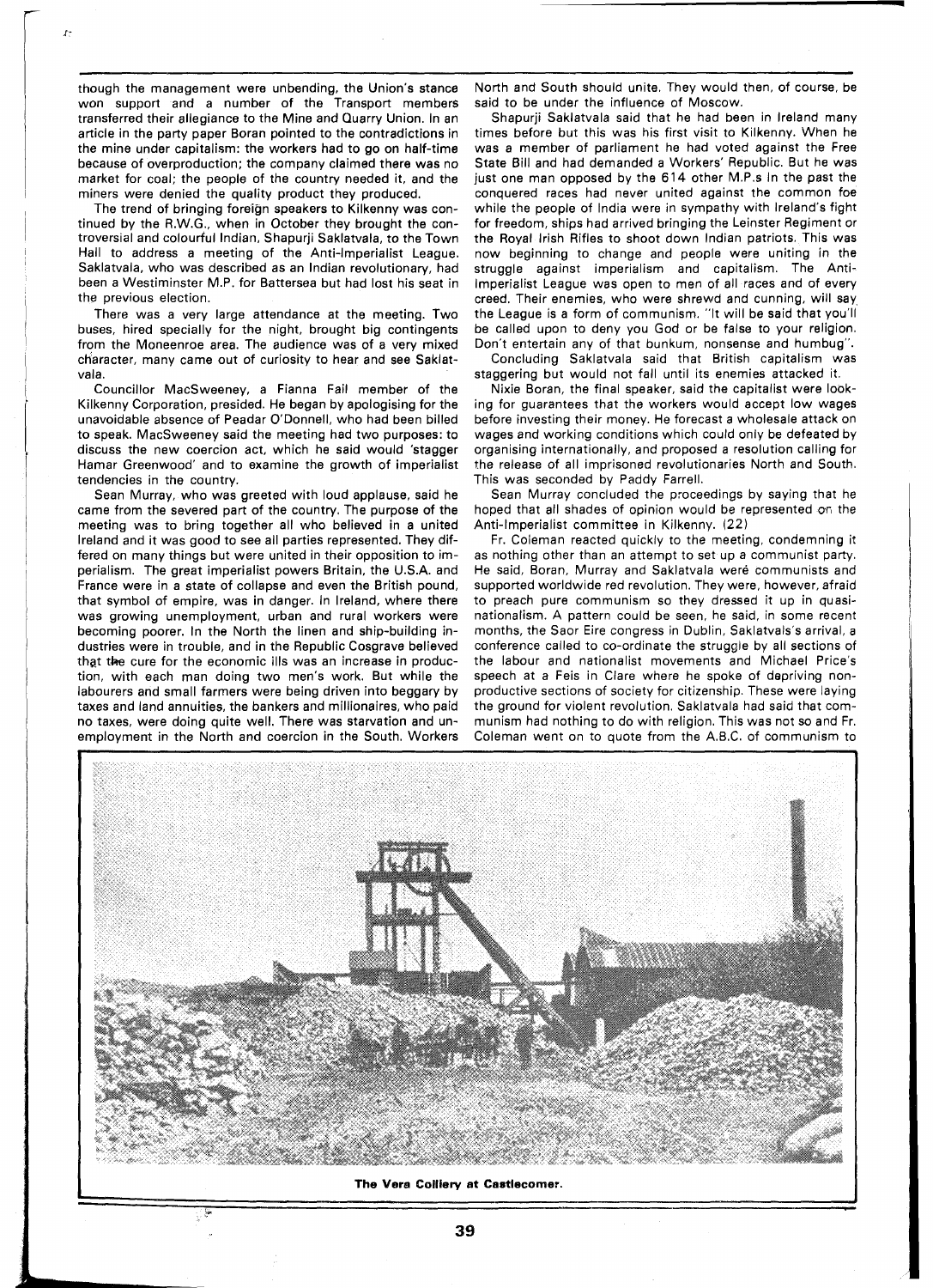though the management were unbending, the Union's stance won support and a number of the Transport members transferred their allegiance to the Mine and Quarry Union. In an article in the party paper Boran pointed to the contradictions in the mine under capitalism: the workers had to go on half-time because of overproduction; the company claimed there was no market for coal; the people of the country needed it, and the miners were denied the quality product they produced.

The trend of bringing foreign speakers to Kilkenny was continued by the R.W.G., when in October they brought the controversial and colourful Indian, Shapurji Saklatvala, to the Town Hall to address a meeting of the Anti-Imperialist League. Saklatvala, who was described as an Indian revolutionary, had been a Westiminster M.P. for Battersea but had lost his seat in the previous election.

There was a very large attendance at the meeting. Two buses, hired specially for the night, brought big contingents from the Moneenroe area. The audience was of a very mixed character, many came out of curiosity to hear and see Saklatvala.

Councillor MacSweeney, a Fianna Fail member of the Kilkenny Corporation, presided. He began by apologising for the unavoidable absence of Peadar O'Donnell, who had been billed to speak. MacSweeney said the meeting had two purposes: to discuss the new coercion act, which he said would 'stagger Hamar Greenwood' and to examine the growth of imperialist tendencies in the country.

Sean Murray, who was greeted with loud applause, said he came from the severed part of the country. The purpose of the meeting was to bring together all who believed in a united Ireland and it was good to see all parties represented. They differed on many things but were united in their opposition to imperialism. The great imperialist powers Britain, the U.S.A. and France were in a state of collapse and even the British pound, that symbol of empire, was in danger. In Ireland, where there was growing unemployment, urban and rural workers were becoming poorer. In the North the linen and ship-building industries were in trouble, and in the Republic Cosgrave believed that the cure for the economic ills was an increase in production, with each man doing two men's work. But while the labourers and small farmers were being driven into beggary by taxes and land annuities, the bankers and millionaires, who paid no taxes, were doing quite well. There was starvation and unemployment in the North and coercion in the South. Workers North and South should unite. They would then, of course, be said to be under the influence of Moscow.

Shapurji Saklatvala said that he had been in Ireland many times before but this was his first visit to Kilkenny. When he was a member of parliament he had voted against the Free State Bill and had demanded a Workers' Republic. But he was just one man opposed by the 614 other M.P.s In the past the conquered races had never united against the common foe while the people of India were in sympathy with Ireland's fight for freedom, ships had arrived bringing the Leinster Regiment or the Royal Irish Rifles to shoot down Indian patriots. This was now beginning to change and people were uniting in the struggle against imperialism and capitalism. The Anti-Imperialist League was open to men of all races and of every creed. Their enemies, who were shrewd and cunning, will say the League is a form of communism. "It will be said that you'll be called upon to deny you God or be false to your religion. Don't entertain any of that bunkum, nonsense and humbug".

Concluding Saklatvala said that British capitalism was staggering but would not fall until its enemies attacked it.

Nixie Boran, the final speaker, said the capitalist were looking for guarantees that the workers would accept low wages before investing their money. He forecast a wholesale attack on wages and working conditions which could only be defeated by organising internationally, and proposed a resolution calling for the release of all imprisoned revolutionaries North and South. This was seconded by Paddy Farrell.

Sean Murray concluded the proceedings by saying that he hoped that all shades of opinion would be represented on the Anti-Imperialist committee in Kilkenny. (22)

Fr. Coleman reacted quickly to the meeting, condemning it as nothing other than an attempt to set up a communist party. He said, Boran, Murray and Saklatvala were communists and supported worldwide red revolution. They were, however, afraid to preach pure communism so they dressed it up in quasi-nationalism. A pattern could be seen, he said, in some recent months, the Saor Eire congress in Dublin, Saklatvala's arrival, a conference called to co-ordinate the struggle by all sections of the labour and nationalist movements and Michael Price's speech at a Feis in Clare where he spoke of depriving non-productive sections of society for citizenship. These were laying the ground for violent revolution. Saklatvala had said that communism had nothing to do with religion. This was not so and Fr. Coleman went on to quote from the A.B.C. of communism to

**The Vera Colliery at Castlecomer.**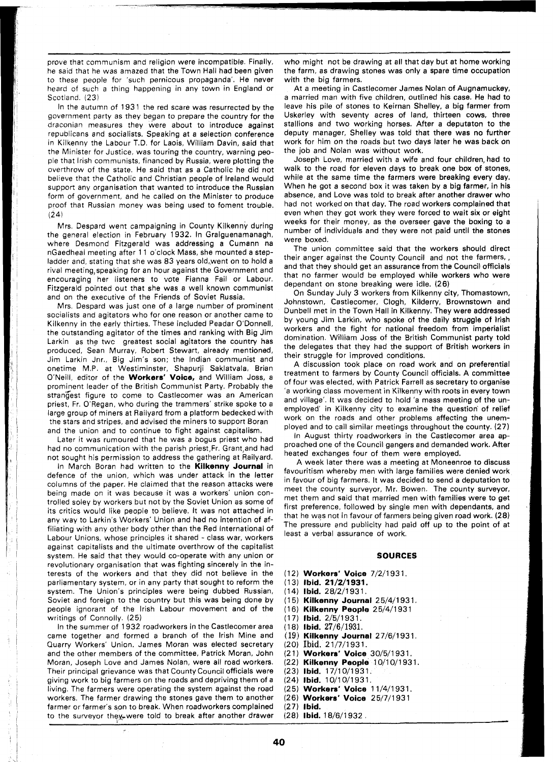prove that communism and religion were incompatible. Finally, he said that he was amazed that the Town Hall had been given to these people for 'such pernicous propaganda'. He never heard of such a thing happening in any town in England or Scotland. (23)

In the autumn of 1931 the red scare was resurrected by the government party as they began to prepare the country for the draconian measures they were about to introduce against republicans and socialists. Speaking at a selection conference in Kilkenny the Labour T.D. for Laois, William Davin, said that the Minister for Justice, was touring the country, warning people that Irish communists, financed by Russia, were plotting the overthrow of the state. He said that as a Catholic he did not believe that the Catholic and Christian people of Ireland would support any organisation that wanted to introduce the Russian form of government, and he called on the Minister to produce proof that Russian money was being used to foment trouble. (24)

Mrs. Despard went campaigning in County Kilkenny during the general election in February 1932. In Graiguenamanagh, where Desmond Fitzgerald was addressing a Cumann na nGaedheal meeting after 11 o'clock Mass, she mounted a step-ladder and, stating that she was 83 years old,went on to hold a rival meeting,speaking for an hour against the Government and encouraging her listeners to vote Fianna Fail or Labour. Fitzgerald pointed out that she was a well known communist and on the executive of the Friends of Soviet Russia.

Mrs. Despard was just one of a large number of prominent socialists and agitators who for one reason or another came to Kilkenny in the early thirties. These included Peadar O'Donnell, the outstanding agitator of the times and ranking with Big Jim Larkin as the two greatest social agitators the country has produced, Sean Murray, Robert Stewart, already mentioned, Jim Larkin Jnr., Big Jim's son; the Indian communist and onetime M.P. at Westiminster, Shapurji Saklatvala, Brian O'Neill, editor of the **Workers' Voice,** and William Joss, a prominent leader of the British Communist Party. Probably the strangest figure to come to Castlecomer was an American priest, Fr. O'Regan, who during the trammers' strike spoke to a large group of miners at Railyard from a platform bedecked with the stars and stripes, and advised the miners to support Boran and the union and to continue to fight against capitalism.

Later it was rumoured that he was a bogus priest who had had no communication with the parish priest,Fr. Grant,and had not sought his permission to address the gathering at Railyard.

In March Boran had written to the **Kilkenny Journal** in defence of the union, which was under attack in the letter columns of the paper. He claimed that the reason attacks were being made on it was because it was a workers' union controlled soley by workers but not by the Soviet Union as some of its critics would like people to believe. It was not attached in any way to Larkin's Workers' Union and had no intention of affiliating with any other body other than the Red International of Labour Unions, whose principles it shared - class war, workers against capitalists and the ultimate overthrow of the capitalist system. He said that they would co-operate with any union or revolutionary organisation that was fighting sincerely in the interests of the workers and that they did not believe in the parliamentary system, or in any party that sought to reform the system. The Union's principles were being dubbed Russian, Soviet and foreign to the country but this was being done by people ignorant of the Irish Labour movement and of the writings of Connolly. (25)

In the summer of 1932 roadworkers in the Castlecomer area came together and formed a branch of the Irish Mine and Quarry Workers' Union. James Moran was elected secretary and the other members of the committee, Patrick Moran, John Moran, Joseph Love and James Nolan, were all road workers. Their principal grievance was that County Council officials were giving work to big farmers on the roads and depriving them of a living. The farmers were operating the system against the road workers. The farmer drawing the stones gave them to another farmer or farmer's son to break. When roadworkers complained to the surveyor they were told to break after another drawer who might not be drawing at all that day but at home working the farm, as drawing stones was only a spare time occupation with the big farmers.

At a meeting in Castlecomer James Nolan of Augnamuckey, a married man with five children, outlined his case. He had to leave his pile of stones to Keirnan Shelley, a big farmer from Uskerley with seventy acres of land, thirteen cows, three stallions and two working horses. After a deputaton to the deputy manager, Shelley was told that there was no further work for him on the roads but two days later he was back on the job and Nolan was without work.

Joseph Love, married with a wife and four children, had to walk to the road for eleven days to break one box of stones, while at the same time the farmers were breaking every day. When he got a second box it was taken by a big farmer, in his absence, and Love was told to break after another drawer who had not worked on that day. The road workers complained that even when they got work they were forced to wait six or eight weeks for their money, as the overseer gave the boxing to a number of individuals and they were not paid until the stones were boxed.

The union committee said that the workers should direct their anger against the County Council and not the farmers, , and that they should get an assurance from the Council officials that no farmer would be employed while workers who were dependant on stone breaking were idle. (26)

On Sunday July 3 workers from Kilkenny city, Thomastown, Johnstown, Castlecomer, Clogh, Kilderry, Brownstown and Dunbell met in the Town Hall in Kilkenny. They were addressed by young Jim Larkin, who spoke of the daily struggle of Irish workers and the fight for national freedom from imperialist domination. William Joss of the British Communist party told the delegates that they had the support of British workers in their struggle for improved conditions.

A discussion took place on road work and on preferential treatment to farmers by County Council officials. A committee of four was elected, with Patrick Farrell as secretary to organise 'a working class movement in Kilkenny with roots in every town and village'. It was decided to hold 'a mass meeting of the unemployed' in Kilkenny city to examine the question of relief work on the roads and other problems affecting the unemployed and to call similar meetings throughout the county. (27)

In August thirty roadworkers in the Castlecomer area approached one of the Council gangers and demanded work. After heated exchanges four of them were employed.

A week later there was a meeting at Moneenroe to discuss favouritism whereby men with large families were denied work in favour of big farmers. It was decided to send a deputation to meet the county surveyor, Mr. Bowen. The county surveyor, met them and said that married men with families were to get first preference, followed by single men with dependants, and that he was not in favour of farmers being given road work. (28) The pressure and publicity had paid off up to the point of at least a verbal assurance of work.

### SOURCES

(12) **Workers' Voice** 7/2/1931.
(13) **Ibid. 21/2/1931.**
(14) **Ibid.** 28/2/1931.
(15) **Kilkenny Journal** 25/4/1931.
(16) **Kilkenny People** 25/4/1931
(17) **Ibid.** 2/5/1931.
(18) **Ibid.** 27/6/1931.
(19) **Kilkenny Journal** 27/6/1931.
(20) Ibid. 21/7/1931.
(21) **Workers' Voice** 30/5/1931.
(22) **Kilkenny People** 10/10/1931.
(23) **Ibid.** 17/10/1931.
(24) **Ibid.** 10/10/1931.
(25) **Workers' Voice** 11/4/1931.
(26) **Workers' Voice** 25/7/1931
(27) **Ibid.**
(28) **Ibid.** 18/6/1932.